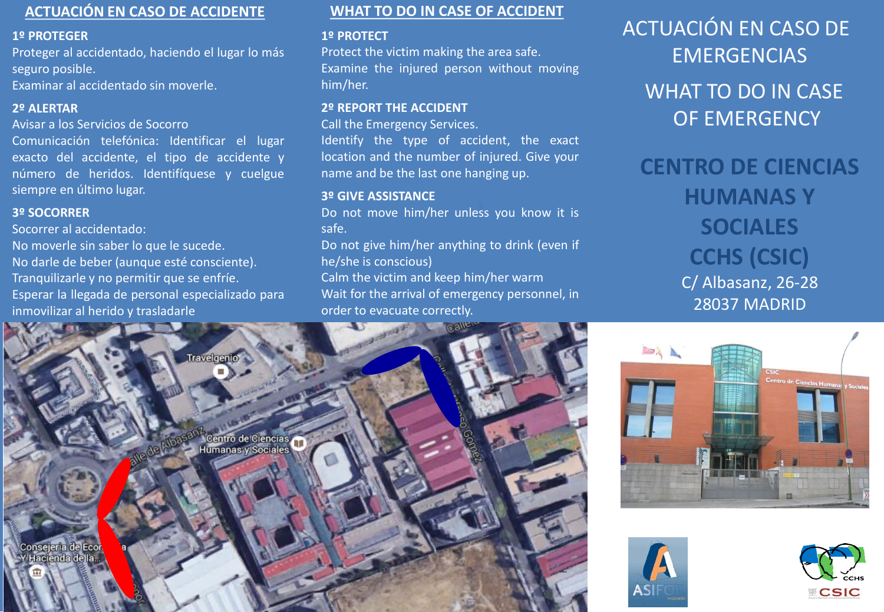## ACTUACIÓN EN CASO DE ACCIDENTE

**1º PROTEGER**

Proteger al accidentado, haciendo el lugar lo más seguro posible.
Examinar al accidentado sin moverle.

**2º ALERTAR**

Avisar a los Servicios de Socorro
Comunicación telefónica: Identificar el lugar exacto del accidente, el tipo de accidente y número de heridos. Identifíquese y cuelgue siempre en último lugar.

**3º SOCORRER**

Socorrer al accidentado:
No moverle sin saber lo que le sucede.
No darle de beber (aunque esté consciente).
Tranquilizarle y no permitir que se enfríe.
Esperar la llegada de personal especializado para inmovilizar al herido y trasladarle

## WHAT TO DO IN CASE OF ACCIDENT

**1º PROTECT**

Protect the victim making the area safe.
Examine the injured person without moving him/her.

**2º REPORT THE ACCIDENT**

Call the Emergency Services.
Identify the type of accident, the exact location and the number of injured. Give your name and be the last one hanging up.

**3º GIVE ASSISTANCE**

Do not move him/her unless you know it is safe.
Do not give him/her anything to drink (even if he/she is conscious)
Calm the victim and keep him/her warm
Wait for the arrival of emergency personnel, in order to evacuate correctly.

# ACTUACIÓN EN CASO DE EMERGENCIAS

# WHAT TO DO IN CASE OF EMERGENCY

## CENTRO DE CIENCIAS HUMANAS Y SOCIALES CCHS (CSIC)

C/ Albasanz, 26-28
28037 MADRID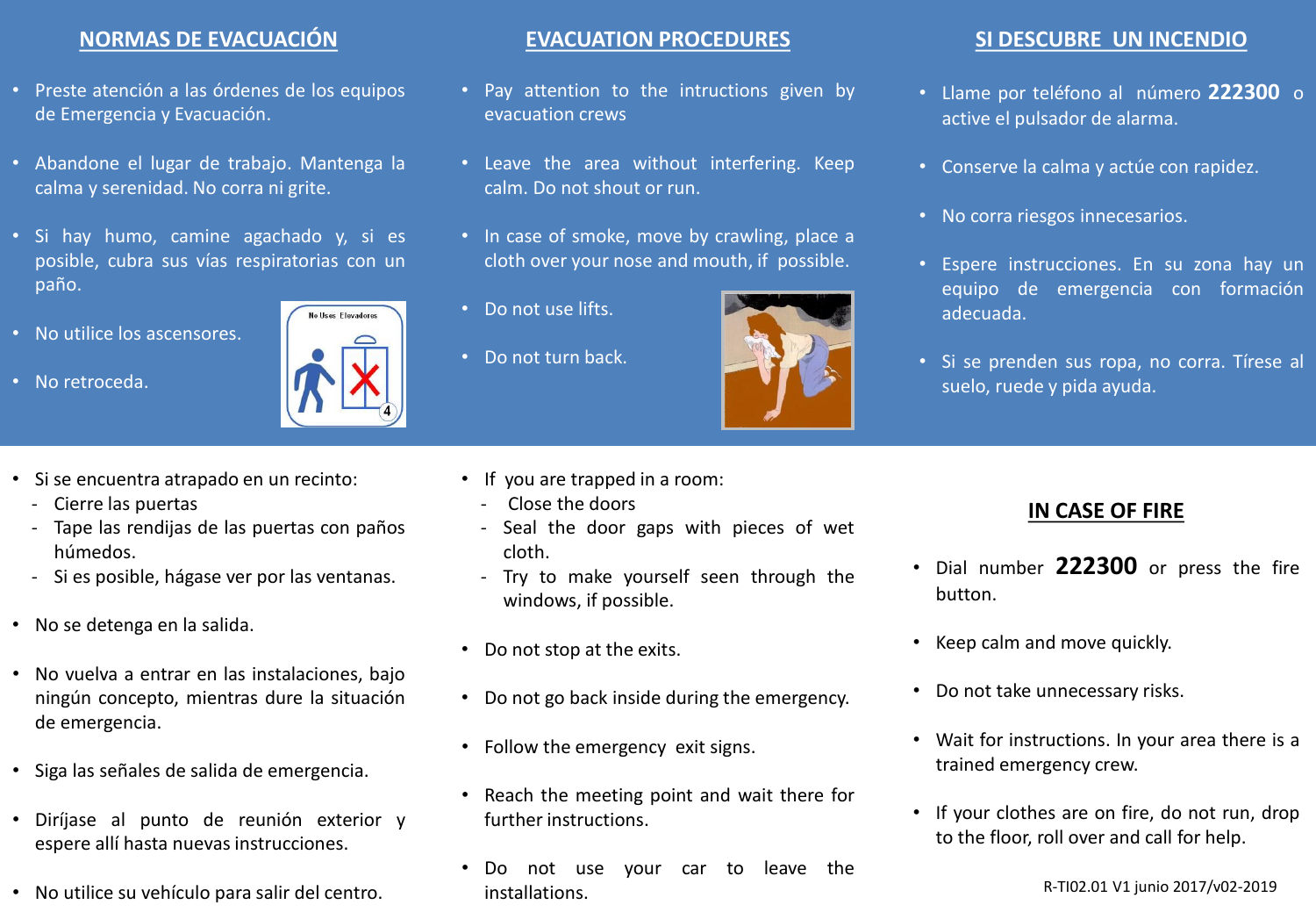## NORMAS DE EVACUACIÓN

- Preste atención a las órdenes de los equipos de Emergencia y Evacuación.
- Abandone el lugar de trabajo. Mantenga la calma y serenidad. No corra ni grite.
- Si hay humo, camine agachado y, si es posible, cubra sus vías respiratorias con un paño.
- No utilice los ascensores.
- No retroceda.

- Si se encuentra atrapado en un recinto:
  - Cierre las puertas
  - Tape las rendijas de las puertas con paños húmedos.
  - Si es posible, hágase ver por las ventanas.
- No se detenga en la salida.
- No vuelva a entrar en las instalaciones, bajo ningún concepto, mientras dure la situación de emergencia.
- Siga las señales de salida de emergencia.
- Diríjase al punto de reunión exterior y espere allí hasta nuevas instrucciones.
- No utilice su vehículo para salir del centro.

## EVACUATION PROCEDURES

- Pay attention to the intructions given by evacuation crews
- Leave the area without interfering. Keep calm. Do not shout or run.
- In case of smoke, move by crawling, place a cloth over your nose and mouth, if possible.
- Do not use lifts.
- Do not turn back.

- If you are trapped in a room:
  - Close the doors
  - Seal the door gaps with pieces of wet cloth.
  - Try to make yourself seen through the windows, if possible.
- Do not stop at the exits.
- Do not go back inside during the emergency.
- Follow the emergency exit signs.
- Reach the meeting point and wait there for further instructions.
- Do not use your car to leave the installations.

## SI DESCUBRE UN INCENDIO

- Llame por teléfono al número **222300** o active el pulsador de alarma.
- Conserve la calma y actúe con rapidez.
- No corra riesgos innecesarios.
- Espere instrucciones. En su zona hay un equipo de emergencia con formación adecuada.
- Si se prenden sus ropa, no corra. Tírese al suelo, ruede y pida ayuda.

## IN CASE OF FIRE

- Dial number **222300** or press the fire button.
- Keep calm and move quickly.
- Do not take unnecessary risks.
- Wait for instructions. In your area there is a trained emergency crew.
- If your clothes are on fire, do not run, drop to the floor, roll over and call for help.

R-TI02.01 V1 junio 2017/v02-2019